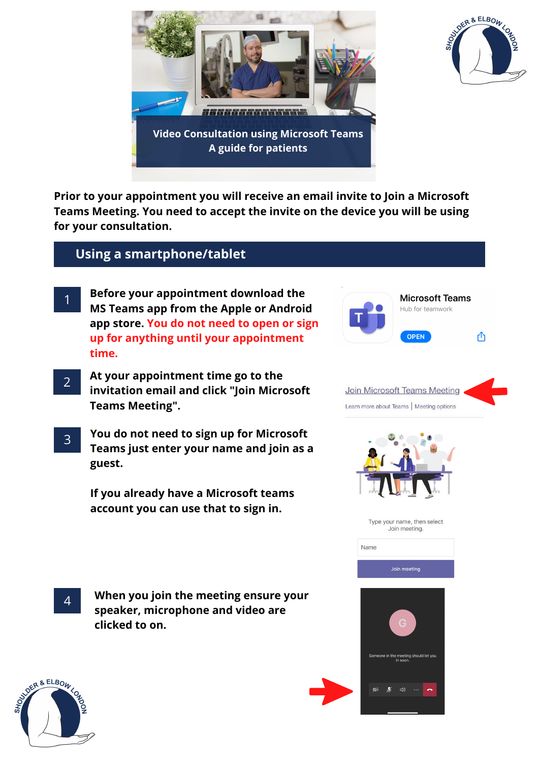# Video Consultation using Microsoft Teams

## A guide for patients

**Prior to your appointment you will receive an email invite to Join a Microsoft Teams Meeting. You need to accept the invite on the device you will be using for your consultation.**

## Using a smartphone/tablet

1. **Before your appointment download the MS Teams app from the Apple or Android app store. You do not need to open or sign up for anything until your appointment time.**

2. **At your appointment time go to the invitation email and click "Join Microsoft Teams Meeting".**

3. **You do not need to sign up for Microsoft Teams just enter your name and join as a guest.**

   **If you already have a Microsoft teams account you can use that to sign in.**

4. **When you join the meeting ensure your speaker, microphone and video are clicked to on.**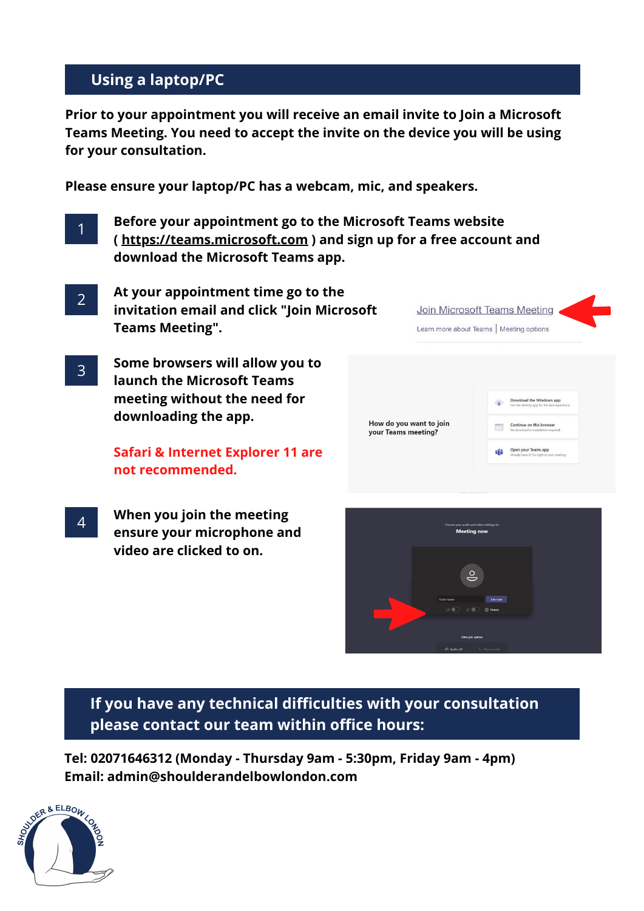## Using a laptop/PC

**Prior to your appointment you will receive an email invite to Join a Microsoft Teams Meeting. You need to accept the invite on the device you will be using for your consultation.**

**Please ensure your laptop/PC has a webcam, mic, and speakers.**

1. **Before your appointment go to the Microsoft Teams website ( https://teams.microsoft.com ) and sign up for a free account and download the Microsoft Teams app.**

2. **At your appointment time go to the invitation email and click "Join Microsoft Teams Meeting".**

3. **Some browsers will allow you to launch the Microsoft Teams meeting without the need for downloading the app.**

   **Safari & Internet Explorer 11 are not recommended.**

4. **When you join the meeting ensure your microphone and video are clicked to on.**

## If you have any technical difficulties with your consultation please contact our team within office hours:

**Tel: 02071646312 (Monday - Thursday 9am - 5:30pm, Friday 9am - 4pm)**
**Email: admin@shoulderandelbowlondon.com**

SHOULDER & ELBOW LONDON